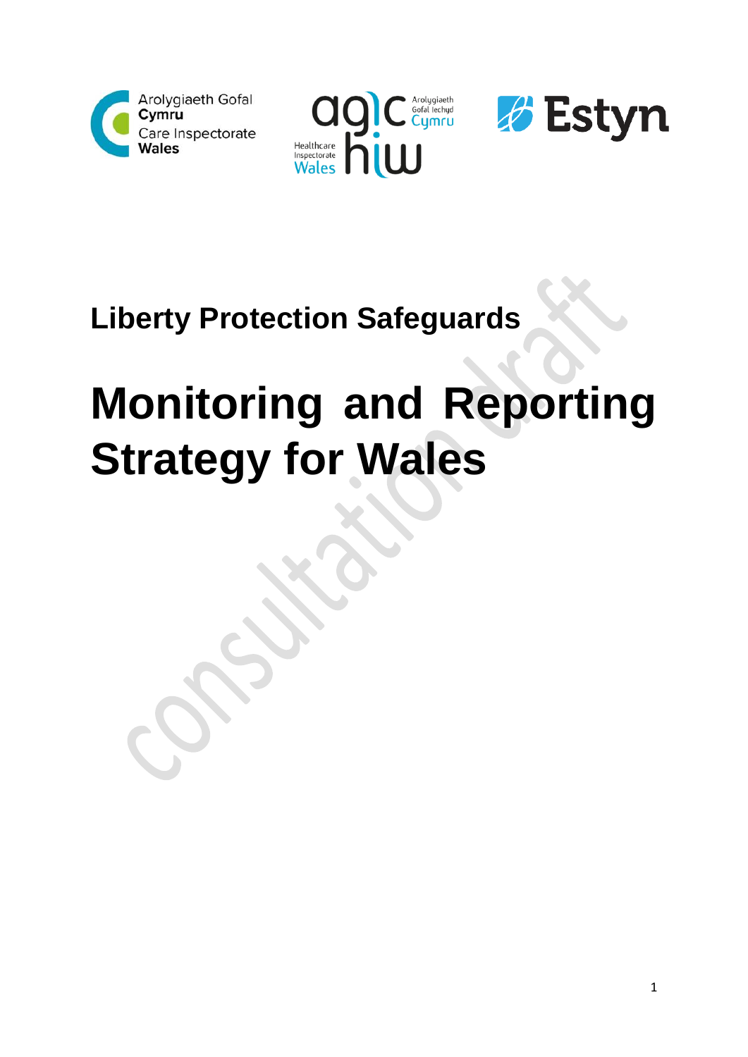Arolygiaeth Gofal Cymru
Care Inspectorate Wales

Arolygiaeth Gofal Iechyd Cymru
Healthcare Inspectorate Wales

Estyn

## Liberty Protection Safeguards

# Monitoring and Reporting Strategy for Wales

consultation draft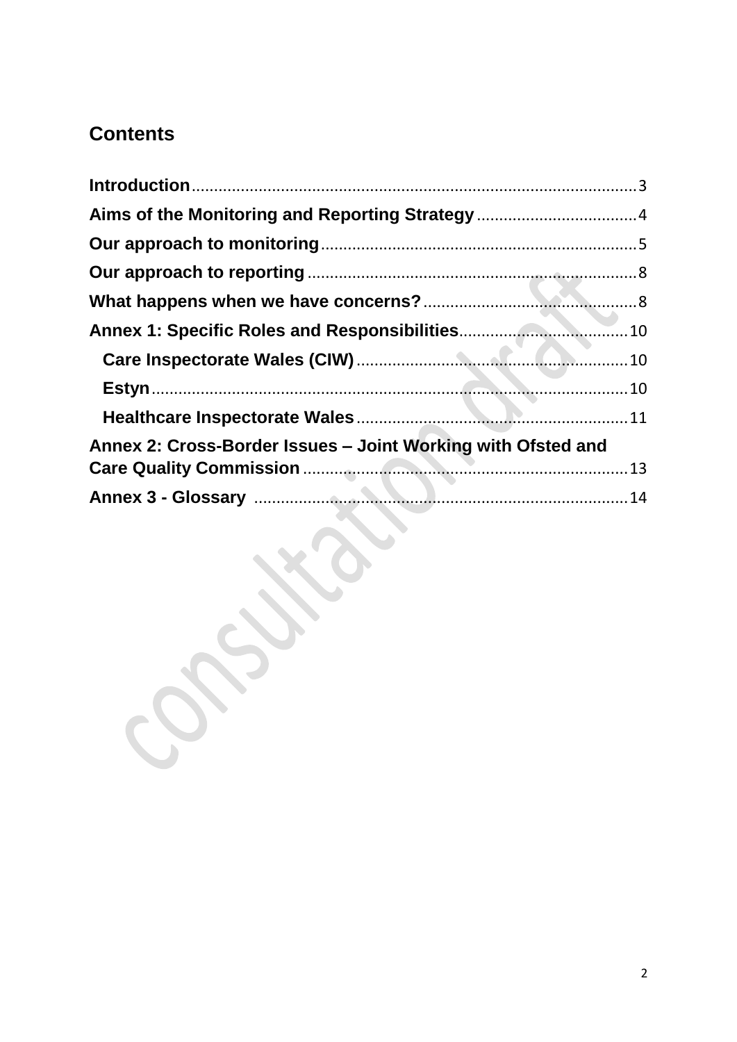## Contents

- **Introduction** — 3
- **Aims of the Monitoring and Reporting Strategy** — 4
- **Our approach to monitoring** — 5
- **Our approach to reporting** — 8
- **What happens when we have concerns?** — 8
- **Annex 1: Specific Roles and Responsibilities** — 10
  - **Care Inspectorate Wales (CIW)** — 10
  - **Estyn** — 10
  - **Healthcare Inspectorate Wales** — 11
- **Annex 2: Cross-Border Issues – Joint Working with Ofsted and Care Quality Commission** — 13
- **Annex 3 - Glossary** — 14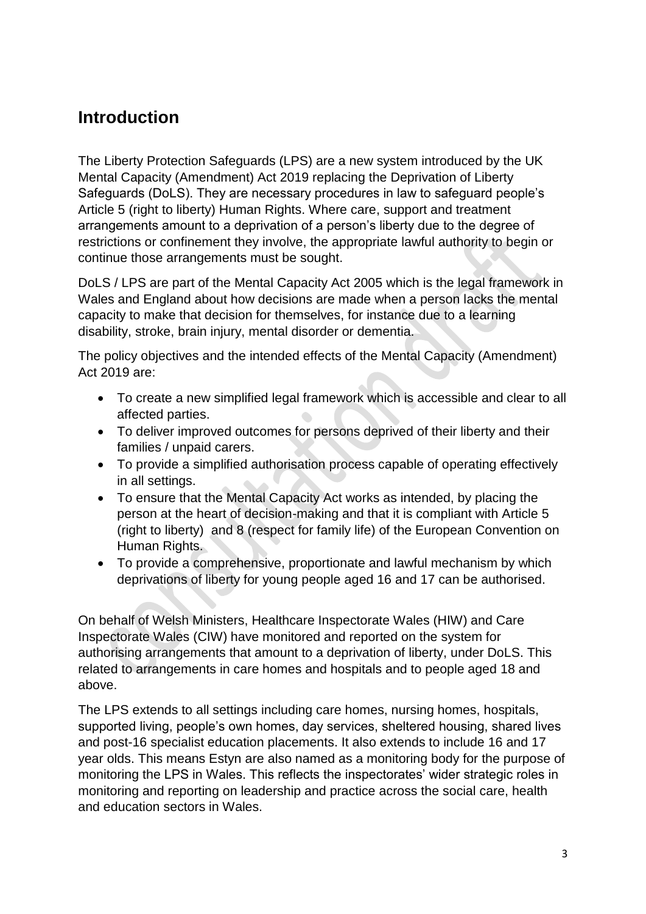## Introduction

The Liberty Protection Safeguards (LPS) are a new system introduced by the UK Mental Capacity (Amendment) Act 2019 replacing the Deprivation of Liberty Safeguards (DoLS). They are necessary procedures in law to safeguard people's Article 5 (right to liberty) Human Rights. Where care, support and treatment arrangements amount to a deprivation of a person's liberty due to the degree of restrictions or confinement they involve, the appropriate lawful authority to begin or continue those arrangements must be sought.

DoLS / LPS are part of the Mental Capacity Act 2005 which is the legal framework in Wales and England about how decisions are made when a person lacks the mental capacity to make that decision for themselves, for instance due to a learning disability, stroke, brain injury, mental disorder or dementia.

The policy objectives and the intended effects of the Mental Capacity (Amendment) Act 2019 are:

- To create a new simplified legal framework which is accessible and clear to all affected parties.
- To deliver improved outcomes for persons deprived of their liberty and their families / unpaid carers.
- To provide a simplified authorisation process capable of operating effectively in all settings.
- To ensure that the Mental Capacity Act works as intended, by placing the person at the heart of decision-making and that it is compliant with Article 5 (right to liberty) and 8 (respect for family life) of the European Convention on Human Rights.
- To provide a comprehensive, proportionate and lawful mechanism by which deprivations of liberty for young people aged 16 and 17 can be authorised.

On behalf of Welsh Ministers, Healthcare Inspectorate Wales (HIW) and Care Inspectorate Wales (CIW) have monitored and reported on the system for authorising arrangements that amount to a deprivation of liberty, under DoLS. This related to arrangements in care homes and hospitals and to people aged 18 and above.

The LPS extends to all settings including care homes, nursing homes, hospitals, supported living, people's own homes, day services, sheltered housing, shared lives and post-16 specialist education placements. It also extends to include 16 and 17 year olds. This means Estyn are also named as a monitoring body for the purpose of monitoring the LPS in Wales. This reflects the inspectorates' wider strategic roles in monitoring and reporting on leadership and practice across the social care, health and education sectors in Wales.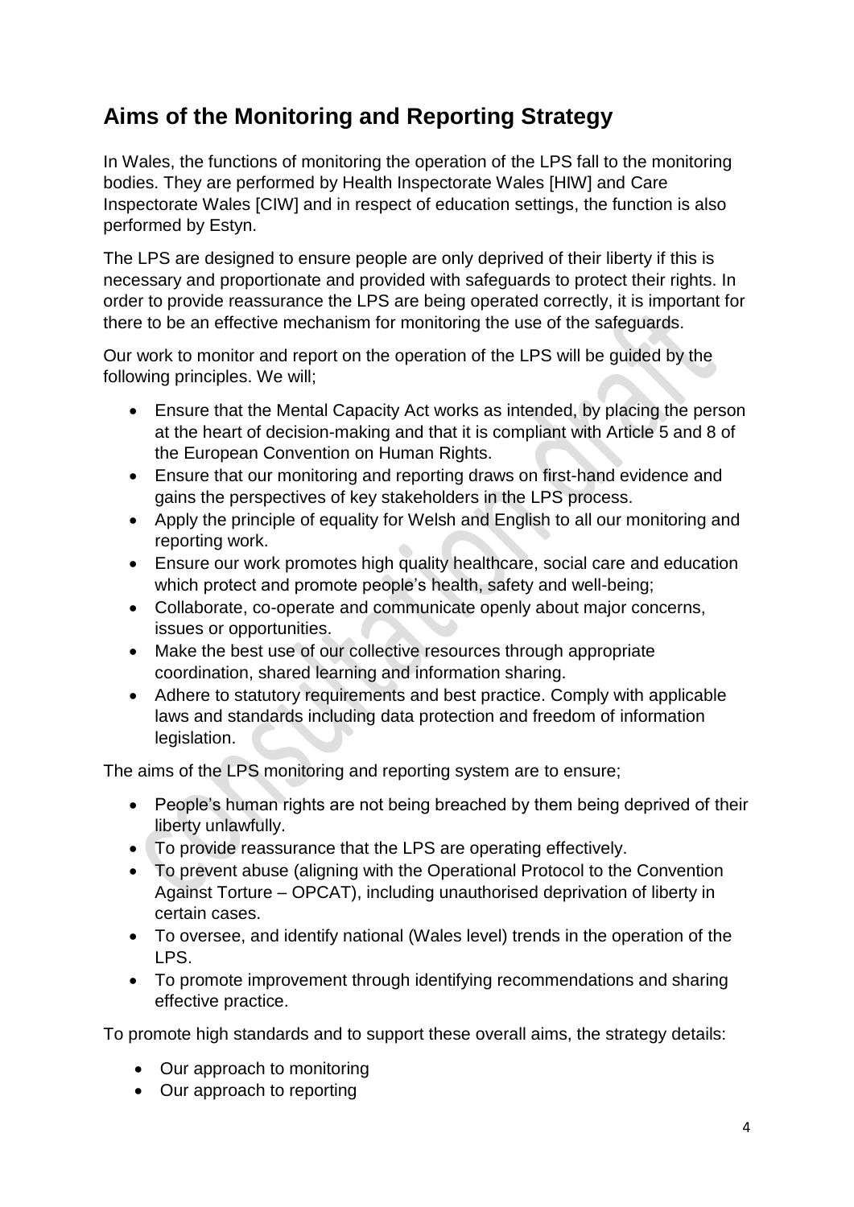## Aims of the Monitoring and Reporting Strategy

In Wales, the functions of monitoring the operation of the LPS fall to the monitoring bodies. They are performed by Health Inspectorate Wales [HIW] and Care Inspectorate Wales [CIW] and in respect of education settings, the function is also performed by Estyn.

The LPS are designed to ensure people are only deprived of their liberty if this is necessary and proportionate and provided with safeguards to protect their rights. In order to provide reassurance the LPS are being operated correctly, it is important for there to be an effective mechanism for monitoring the use of the safeguards.

Our work to monitor and report on the operation of the LPS will be guided by the following principles. We will;

- Ensure that the Mental Capacity Act works as intended, by placing the person at the heart of decision-making and that it is compliant with Article 5 and 8 of the European Convention on Human Rights.
- Ensure that our monitoring and reporting draws on first-hand evidence and gains the perspectives of key stakeholders in the LPS process.
- Apply the principle of equality for Welsh and English to all our monitoring and reporting work.
- Ensure our work promotes high quality healthcare, social care and education which protect and promote people's health, safety and well-being;
- Collaborate, co-operate and communicate openly about major concerns, issues or opportunities.
- Make the best use of our collective resources through appropriate coordination, shared learning and information sharing.
- Adhere to statutory requirements and best practice. Comply with applicable laws and standards including data protection and freedom of information legislation.

The aims of the LPS monitoring and reporting system are to ensure;

- People's human rights are not being breached by them being deprived of their liberty unlawfully.
- To provide reassurance that the LPS are operating effectively.
- To prevent abuse (aligning with the Operational Protocol to the Convention Against Torture – OPCAT), including unauthorised deprivation of liberty in certain cases.
- To oversee, and identify national (Wales level) trends in the operation of the LPS.
- To promote improvement through identifying recommendations and sharing effective practice.

To promote high standards and to support these overall aims, the strategy details:

- Our approach to monitoring
- Our approach to reporting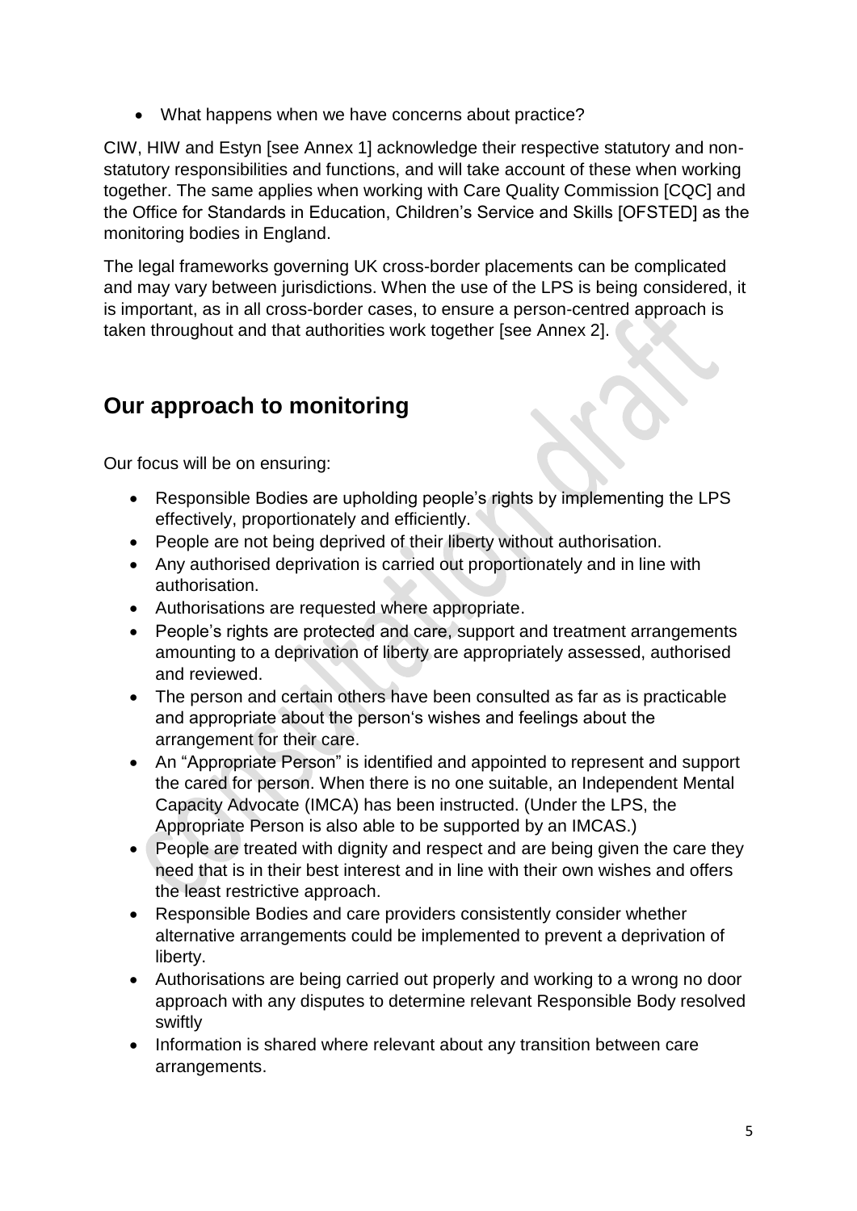- What happens when we have concerns about practice?

CIW, HIW and Estyn [see Annex 1] acknowledge their respective statutory and non-statutory responsibilities and functions, and will take account of these when working together. The same applies when working with Care Quality Commission [CQC] and the Office for Standards in Education, Children's Service and Skills [OFSTED] as the monitoring bodies in England.

The legal frameworks governing UK cross-border placements can be complicated and may vary between jurisdictions. When the use of the LPS is being considered, it is important, as in all cross-border cases, to ensure a person-centred approach is taken throughout and that authorities work together [see Annex 2].

## Our approach to monitoring

Our focus will be on ensuring:

- Responsible Bodies are upholding people's rights by implementing the LPS effectively, proportionately and efficiently.
- People are not being deprived of their liberty without authorisation.
- Any authorised deprivation is carried out proportionately and in line with authorisation.
- Authorisations are requested where appropriate.
- People's rights are protected and care, support and treatment arrangements amounting to a deprivation of liberty are appropriately assessed, authorised and reviewed.
- The person and certain others have been consulted as far as is practicable and appropriate about the person's wishes and feelings about the arrangement for their care.
- An "Appropriate Person" is identified and appointed to represent and support the cared for person. When there is no one suitable, an Independent Mental Capacity Advocate (IMCA) has been instructed. (Under the LPS, the Appropriate Person is also able to be supported by an IMCAS.)
- People are treated with dignity and respect and are being given the care they need that is in their best interest and in line with their own wishes and offers the least restrictive approach.
- Responsible Bodies and care providers consistently consider whether alternative arrangements could be implemented to prevent a deprivation of liberty.
- Authorisations are being carried out properly and working to a wrong no door approach with any disputes to determine relevant Responsible Body resolved swiftly
- Information is shared where relevant about any transition between care arrangements.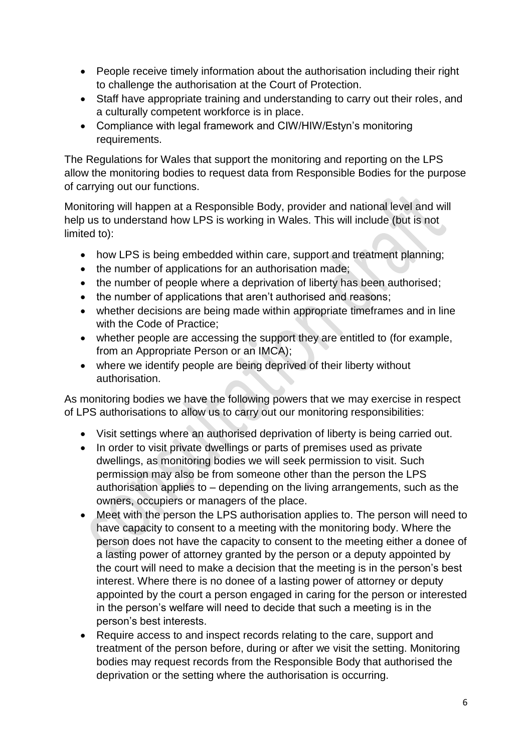- People receive timely information about the authorisation including their right to challenge the authorisation at the Court of Protection.
- Staff have appropriate training and understanding to carry out their roles, and a culturally competent workforce is in place.
- Compliance with legal framework and CIW/HIW/Estyn's monitoring requirements.

The Regulations for Wales that support the monitoring and reporting on the LPS allow the monitoring bodies to request data from Responsible Bodies for the purpose of carrying out our functions.

Monitoring will happen at a Responsible Body, provider and national level and will help us to understand how LPS is working in Wales. This will include (but is not limited to):

- how LPS is being embedded within care, support and treatment planning;
- the number of applications for an authorisation made;
- the number of people where a deprivation of liberty has been authorised;
- the number of applications that aren't authorised and reasons;
- whether decisions are being made within appropriate timeframes and in line with the Code of Practice;
- whether people are accessing the support they are entitled to (for example, from an Appropriate Person or an IMCA);
- where we identify people are being deprived of their liberty without authorisation.

As monitoring bodies we have the following powers that we may exercise in respect of LPS authorisations to allow us to carry out our monitoring responsibilities:

- Visit settings where an authorised deprivation of liberty is being carried out.
- In order to visit private dwellings or parts of premises used as private dwellings, as monitoring bodies we will seek permission to visit. Such permission may also be from someone other than the person the LPS authorisation applies to – depending on the living arrangements, such as the owners, occupiers or managers of the place.
- Meet with the person the LPS authorisation applies to. The person will need to have capacity to consent to a meeting with the monitoring body. Where the person does not have the capacity to consent to the meeting either a donee of a lasting power of attorney granted by the person or a deputy appointed by the court will need to make a decision that the meeting is in the person's best interest. Where there is no donee of a lasting power of attorney or deputy appointed by the court a person engaged in caring for the person or interested in the person's welfare will need to decide that such a meeting is in the person's best interests.
- Require access to and inspect records relating to the care, support and treatment of the person before, during or after we visit the setting. Monitoring bodies may request records from the Responsible Body that authorised the deprivation or the setting where the authorisation is occurring.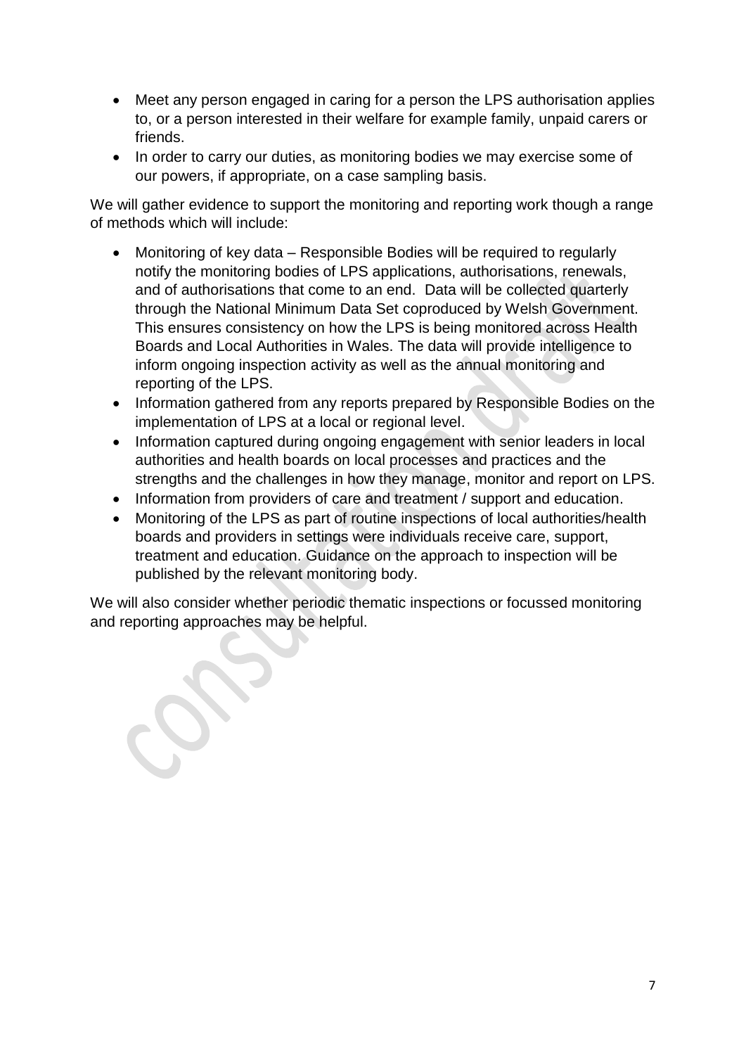- Meet any person engaged in caring for a person the LPS authorisation applies to, or a person interested in their welfare for example family, unpaid carers or friends.
- In order to carry our duties, as monitoring bodies we may exercise some of our powers, if appropriate, on a case sampling basis.

We will gather evidence to support the monitoring and reporting work though a range of methods which will include:

- Monitoring of key data – Responsible Bodies will be required to regularly notify the monitoring bodies of LPS applications, authorisations, renewals, and of authorisations that come to an end. Data will be collected quarterly through the National Minimum Data Set coproduced by Welsh Government. This ensures consistency on how the LPS is being monitored across Health Boards and Local Authorities in Wales. The data will provide intelligence to inform ongoing inspection activity as well as the annual monitoring and reporting of the LPS.
- Information gathered from any reports prepared by Responsible Bodies on the implementation of LPS at a local or regional level.
- Information captured during ongoing engagement with senior leaders in local authorities and health boards on local processes and practices and the strengths and the challenges in how they manage, monitor and report on LPS.
- Information from providers of care and treatment / support and education.
- Monitoring of the LPS as part of routine inspections of local authorities/health boards and providers in settings were individuals receive care, support, treatment and education. Guidance on the approach to inspection will be published by the relevant monitoring body.

We will also consider whether periodic thematic inspections or focussed monitoring and reporting approaches may be helpful.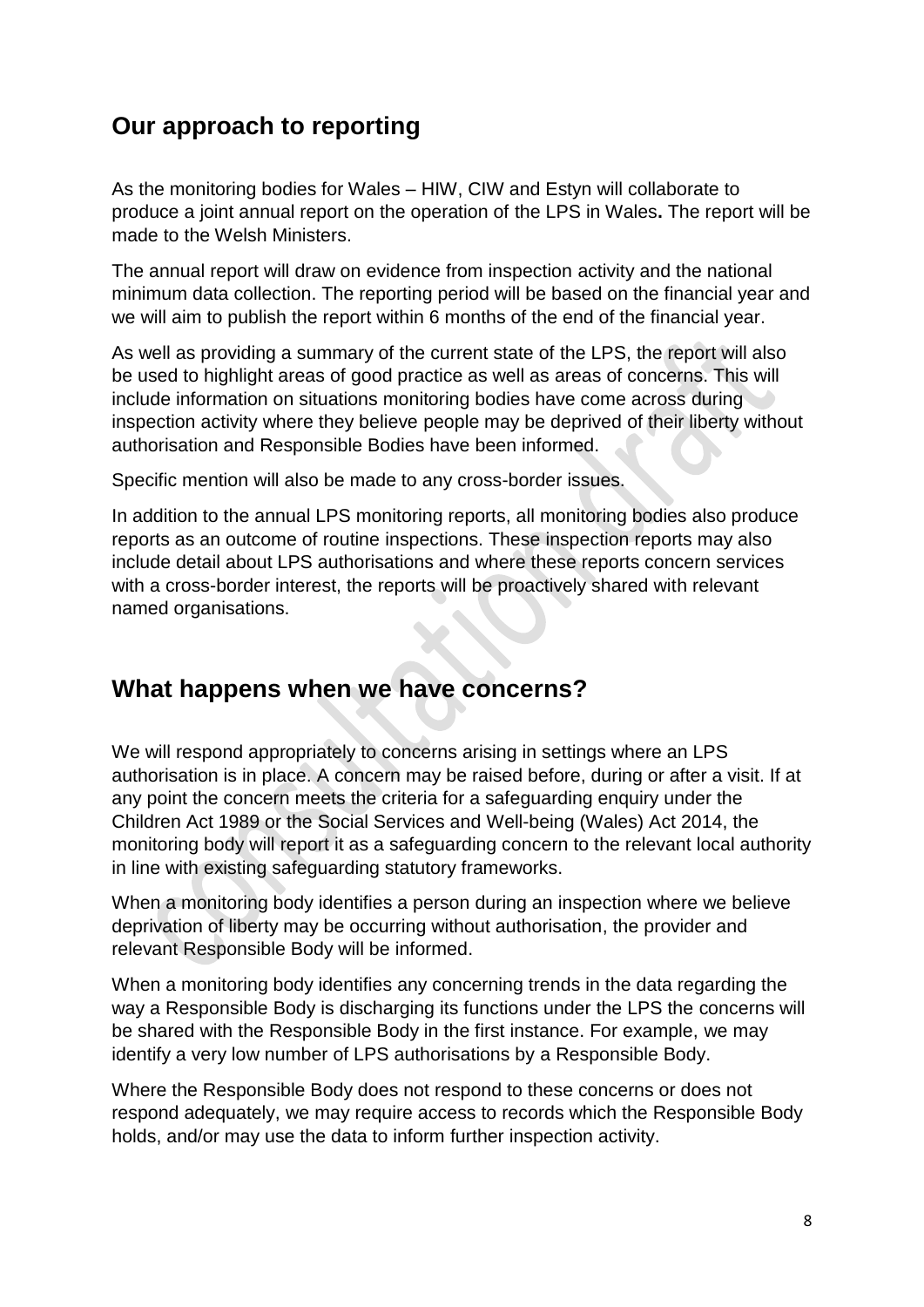## Our approach to reporting

As the monitoring bodies for Wales – HIW, CIW and Estyn will collaborate to produce a joint annual report on the operation of the LPS in Wales**.** The report will be made to the Welsh Ministers.

The annual report will draw on evidence from inspection activity and the national minimum data collection. The reporting period will be based on the financial year and we will aim to publish the report within 6 months of the end of the financial year.

As well as providing a summary of the current state of the LPS, the report will also be used to highlight areas of good practice as well as areas of concerns. This will include information on situations monitoring bodies have come across during inspection activity where they believe people may be deprived of their liberty without authorisation and Responsible Bodies have been informed.

Specific mention will also be made to any cross-border issues.

In addition to the annual LPS monitoring reports, all monitoring bodies also produce reports as an outcome of routine inspections. These inspection reports may also include detail about LPS authorisations and where these reports concern services with a cross-border interest, the reports will be proactively shared with relevant named organisations.

## What happens when we have concerns?

We will respond appropriately to concerns arising in settings where an LPS authorisation is in place. A concern may be raised before, during or after a visit. If at any point the concern meets the criteria for a safeguarding enquiry under the Children Act 1989 or the Social Services and Well-being (Wales) Act 2014, the monitoring body will report it as a safeguarding concern to the relevant local authority in line with existing safeguarding statutory frameworks.

When a monitoring body identifies a person during an inspection where we believe deprivation of liberty may be occurring without authorisation, the provider and relevant Responsible Body will be informed.

When a monitoring body identifies any concerning trends in the data regarding the way a Responsible Body is discharging its functions under the LPS the concerns will be shared with the Responsible Body in the first instance. For example, we may identify a very low number of LPS authorisations by a Responsible Body.

Where the Responsible Body does not respond to these concerns or does not respond adequately, we may require access to records which the Responsible Body holds, and/or may use the data to inform further inspection activity.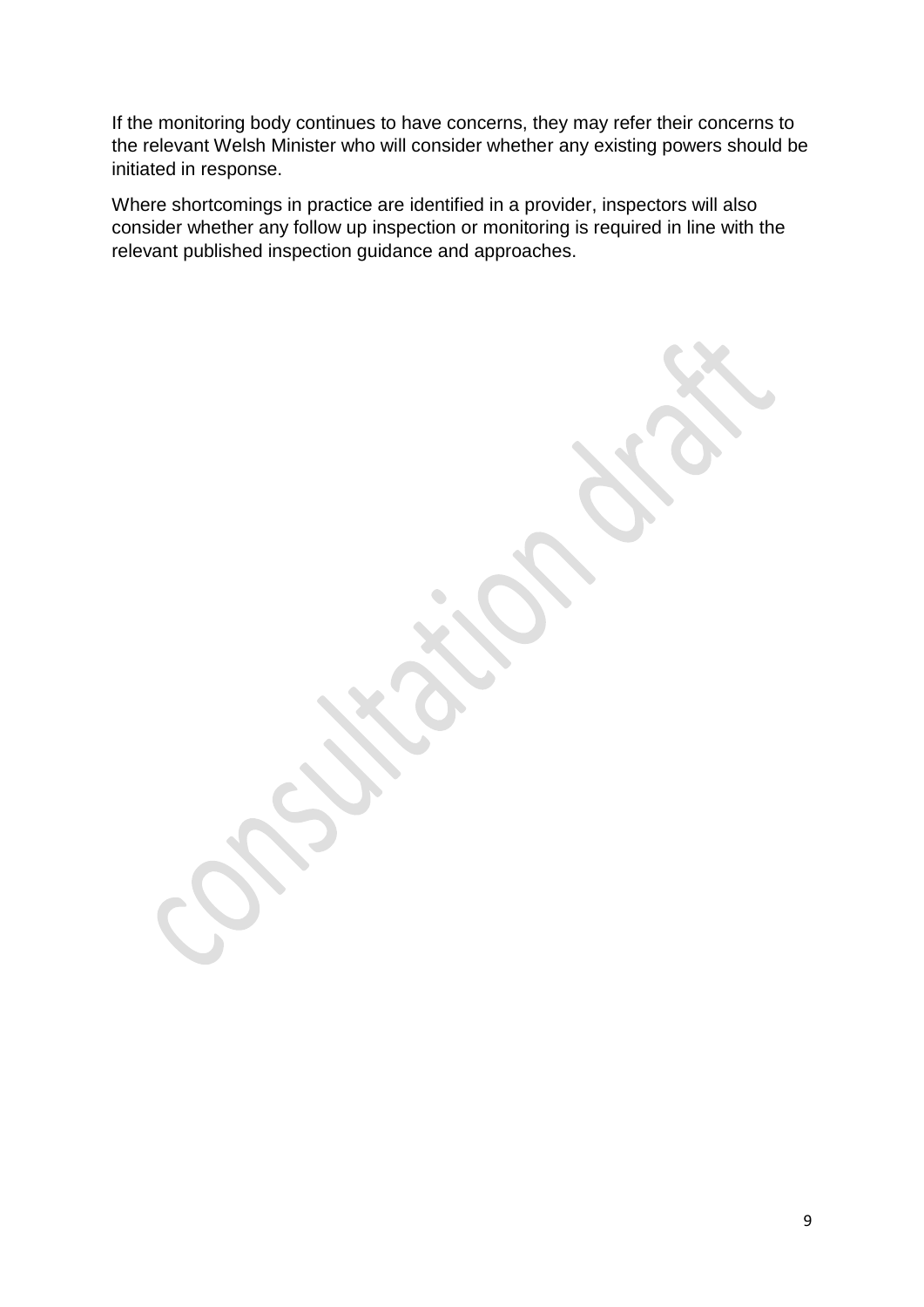If the monitoring body continues to have concerns, they may refer their concerns to the relevant Welsh Minister who will consider whether any existing powers should be initiated in response.

Where shortcomings in practice are identified in a provider, inspectors will also consider whether any follow up inspection or monitoring is required in line with the relevant published inspection guidance and approaches.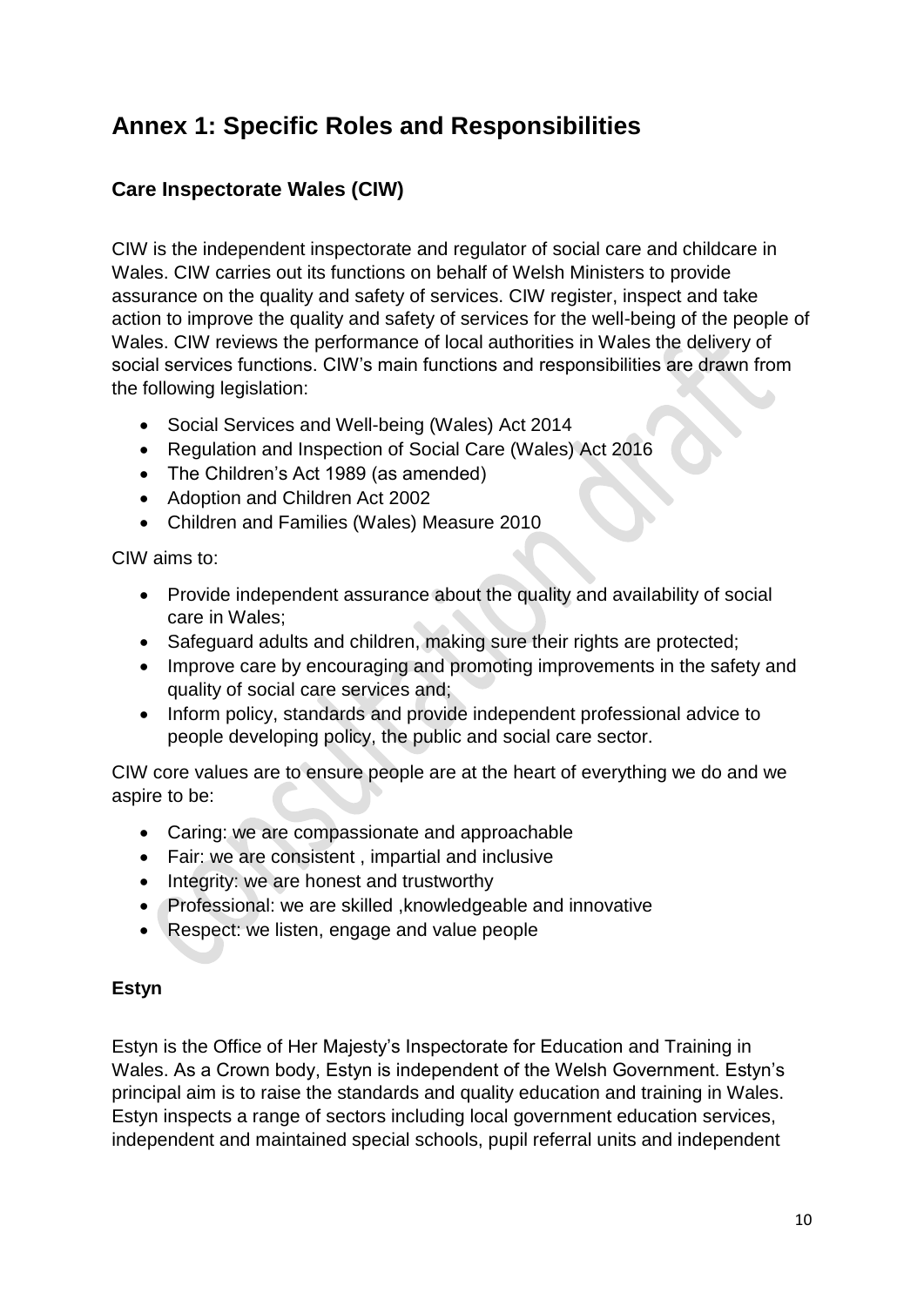# Annex 1: Specific Roles and Responsibilities

## Care Inspectorate Wales (CIW)

CIW is the independent inspectorate and regulator of social care and childcare in Wales. CIW carries out its functions on behalf of Welsh Ministers to provide assurance on the quality and safety of services. CIW register, inspect and take action to improve the quality and safety of services for the well-being of the people of Wales. CIW reviews the performance of local authorities in Wales the delivery of social services functions. CIW's main functions and responsibilities are drawn from the following legislation:

- Social Services and Well-being (Wales) Act 2014
- Regulation and Inspection of Social Care (Wales) Act 2016
- The Children's Act 1989 (as amended)
- Adoption and Children Act 2002
- Children and Families (Wales) Measure 2010

CIW aims to:

- Provide independent assurance about the quality and availability of social care in Wales;
- Safeguard adults and children, making sure their rights are protected;
- Improve care by encouraging and promoting improvements in the safety and quality of social care services and;
- Inform policy, standards and provide independent professional advice to people developing policy, the public and social care sector.

CIW core values are to ensure people are at the heart of everything we do and we aspire to be:

- Caring: we are compassionate and approachable
- Fair: we are consistent , impartial and inclusive
- Integrity: we are honest and trustworthy
- Professional: we are skilled ,knowledgeable and innovative
- Respect: we listen, engage and value people

### Estyn

Estyn is the Office of Her Majesty's Inspectorate for Education and Training in Wales. As a Crown body, Estyn is independent of the Welsh Government. Estyn's principal aim is to raise the standards and quality education and training in Wales. Estyn inspects a range of sectors including local government education services, independent and maintained special schools, pupil referral units and independent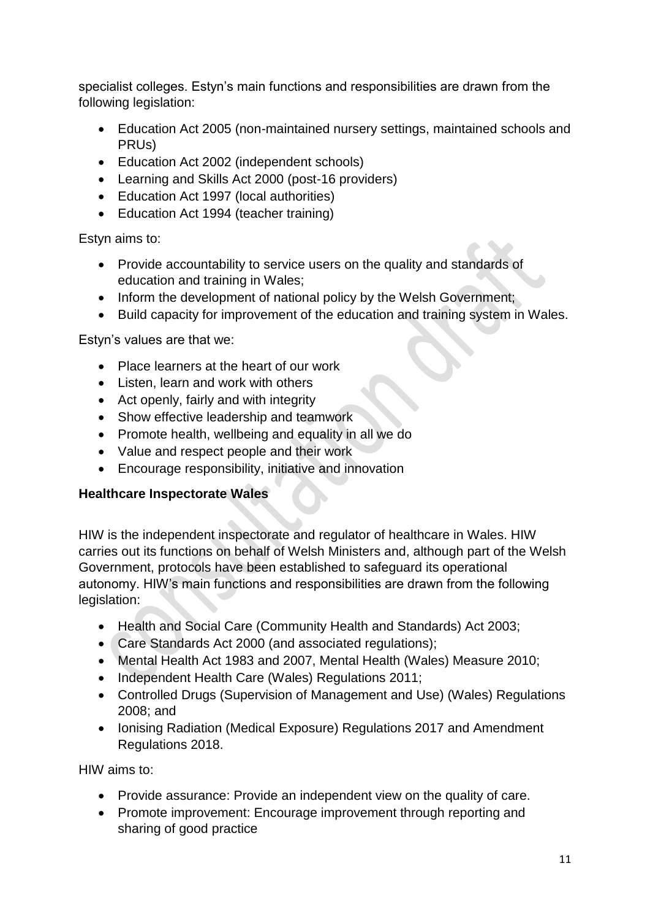specialist colleges. Estyn's main functions and responsibilities are drawn from the following legislation:

- Education Act 2005 (non-maintained nursery settings, maintained schools and PRUs)
- Education Act 2002 (independent schools)
- Learning and Skills Act 2000 (post-16 providers)
- Education Act 1997 (local authorities)
- Education Act 1994 (teacher training)

Estyn aims to:

- Provide accountability to service users on the quality and standards of education and training in Wales;
- Inform the development of national policy by the Welsh Government;
- Build capacity for improvement of the education and training system in Wales.

Estyn's values are that we:

- Place learners at the heart of our work
- Listen, learn and work with others
- Act openly, fairly and with integrity
- Show effective leadership and teamwork
- Promote health, wellbeing and equality in all we do
- Value and respect people and their work
- Encourage responsibility, initiative and innovation

**Healthcare Inspectorate Wales**

HIW is the independent inspectorate and regulator of healthcare in Wales. HIW carries out its functions on behalf of Welsh Ministers and, although part of the Welsh Government, protocols have been established to safeguard its operational autonomy. HIW's main functions and responsibilities are drawn from the following legislation:

- Health and Social Care (Community Health and Standards) Act 2003;
- Care Standards Act 2000 (and associated regulations);
- Mental Health Act 1983 and 2007, Mental Health (Wales) Measure 2010;
- Independent Health Care (Wales) Regulations 2011;
- Controlled Drugs (Supervision of Management and Use) (Wales) Regulations 2008; and
- Ionising Radiation (Medical Exposure) Regulations 2017 and Amendment Regulations 2018.

HIW aims to:

- Provide assurance: Provide an independent view on the quality of care.
- Promote improvement: Encourage improvement through reporting and sharing of good practice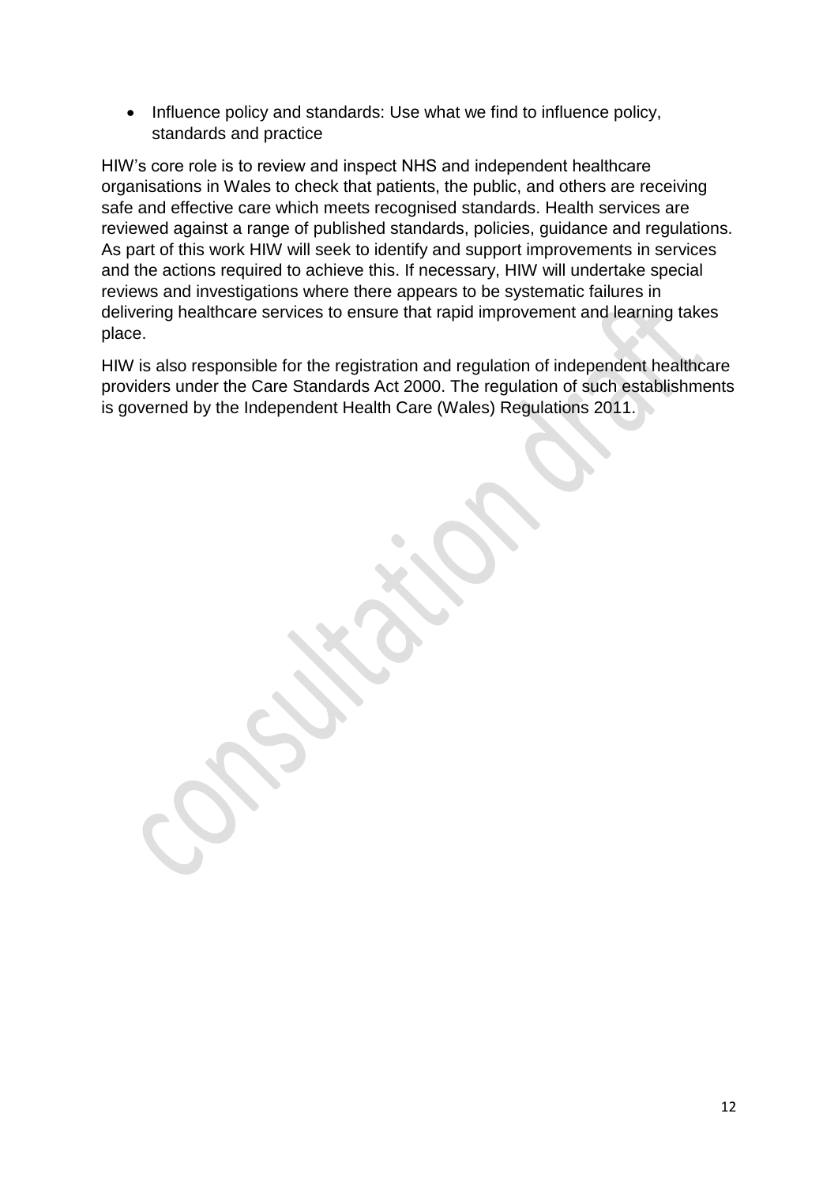- Influence policy and standards: Use what we find to influence policy, standards and practice

HIW's core role is to review and inspect NHS and independent healthcare organisations in Wales to check that patients, the public, and others are receiving safe and effective care which meets recognised standards. Health services are reviewed against a range of published standards, policies, guidance and regulations. As part of this work HIW will seek to identify and support improvements in services and the actions required to achieve this. If necessary, HIW will undertake special reviews and investigations where there appears to be systematic failures in delivering healthcare services to ensure that rapid improvement and learning takes place.

HIW is also responsible for the registration and regulation of independent healthcare providers under the Care Standards Act 2000. The regulation of such establishments is governed by the Independent Health Care (Wales) Regulations 2011.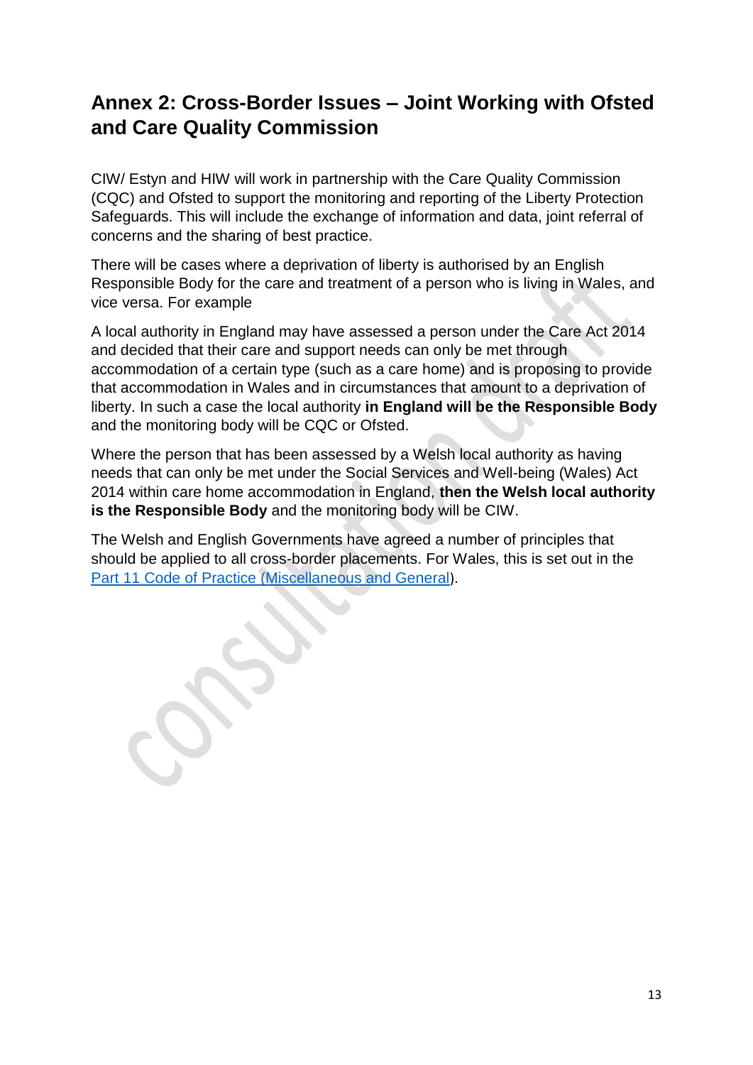## Annex 2: Cross-Border Issues – Joint Working with Ofsted and Care Quality Commission

CIW/ Estyn and HIW will work in partnership with the Care Quality Commission (CQC) and Ofsted to support the monitoring and reporting of the Liberty Protection Safeguards. This will include the exchange of information and data, joint referral of concerns and the sharing of best practice.

There will be cases where a deprivation of liberty is authorised by an English Responsible Body for the care and treatment of a person who is living in Wales, and vice versa. For example

A local authority in England may have assessed a person under the Care Act 2014 and decided that their care and support needs can only be met through accommodation of a certain type (such as a care home) and is proposing to provide that accommodation in Wales and in circumstances that amount to a deprivation of liberty. In such a case the local authority **in England will be the Responsible Body** and the monitoring body will be CQC or Ofsted.

Where the person that has been assessed by a Welsh local authority as having needs that can only be met under the Social Services and Well-being (Wales) Act 2014 within care home accommodation in England, **then the Welsh local authority is the Responsible Body** and the monitoring body will be CIW.

The Welsh and English Governments have agreed a number of principles that should be applied to all cross-border placements. For Wales, this is set out in the Part 11 Code of Practice (Miscellaneous and General).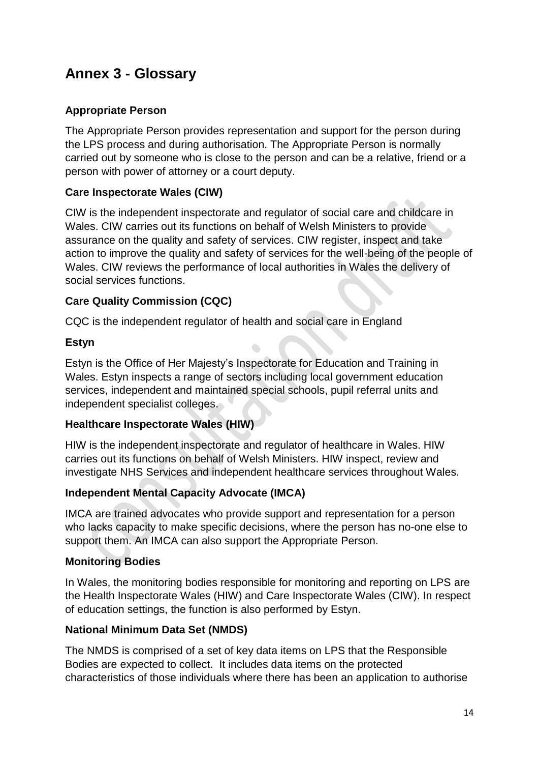# Annex 3 - Glossary

**Appropriate Person**

The Appropriate Person provides representation and support for the person during the LPS process and during authorisation. The Appropriate Person is normally carried out by someone who is close to the person and can be a relative, friend or a person with power of attorney or a court deputy.

**Care Inspectorate Wales (CIW)**

CIW is the independent inspectorate and regulator of social care and childcare in Wales. CIW carries out its functions on behalf of Welsh Ministers to provide assurance on the quality and safety of services. CIW register, inspect and take action to improve the quality and safety of services for the well-being of the people of Wales. CIW reviews the performance of local authorities in Wales the delivery of social services functions.

**Care Quality Commission (CQC)**

CQC is the independent regulator of health and social care in England

**Estyn**

Estyn is the Office of Her Majesty's Inspectorate for Education and Training in Wales. Estyn inspects a range of sectors including local government education services, independent and maintained special schools, pupil referral units and independent specialist colleges.

**Healthcare Inspectorate Wales (HIW)**

HIW is the independent inspectorate and regulator of healthcare in Wales. HIW carries out its functions on behalf of Welsh Ministers. HIW inspect, review and investigate NHS Services and independent healthcare services throughout Wales.

**Independent Mental Capacity Advocate (IMCA)**

IMCA are trained advocates who provide support and representation for a person who lacks capacity to make specific decisions, where the person has no-one else to support them. An IMCA can also support the Appropriate Person.

**Monitoring Bodies**

In Wales, the monitoring bodies responsible for monitoring and reporting on LPS are the Health Inspectorate Wales (HIW) and Care Inspectorate Wales (CIW). In respect of education settings, the function is also performed by Estyn.

**National Minimum Data Set (NMDS)**

The NMDS is comprised of a set of key data items on LPS that the Responsible Bodies are expected to collect. It includes data items on the protected characteristics of those individuals where there has been an application to authorise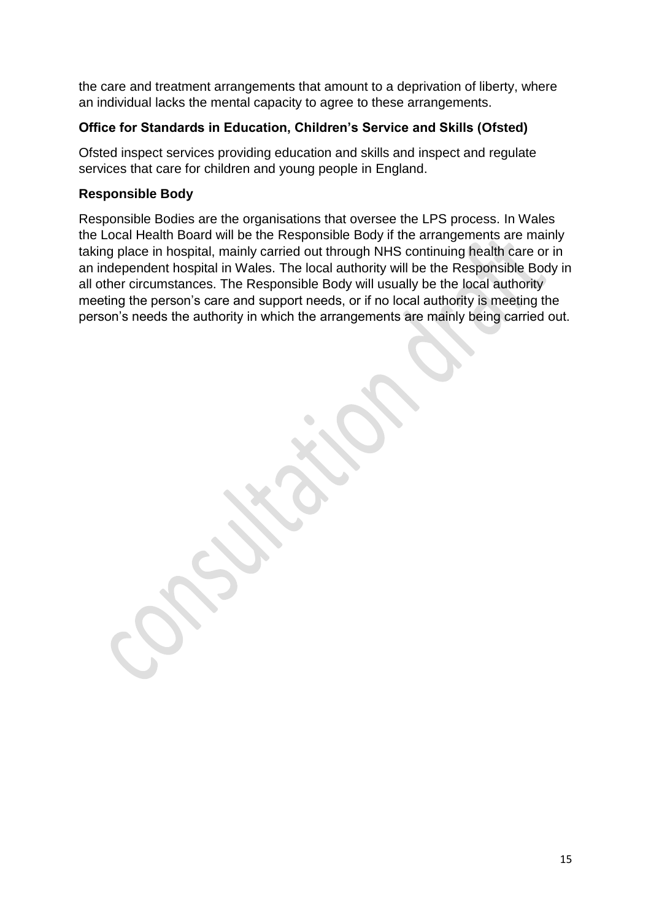the care and treatment arrangements that amount to a deprivation of liberty, where an individual lacks the mental capacity to agree to these arrangements.

### Office for Standards in Education, Children's Service and Skills (Ofsted)

Ofsted inspect services providing education and skills and inspect and regulate services that care for children and young people in England.

### Responsible Body

Responsible Bodies are the organisations that oversee the LPS process. In Wales the Local Health Board will be the Responsible Body if the arrangements are mainly taking place in hospital, mainly carried out through NHS continuing health care or in an independent hospital in Wales. The local authority will be the Responsible Body in all other circumstances. The Responsible Body will usually be the local authority meeting the person's care and support needs, or if no local authority is meeting the person's needs the authority in which the arrangements are mainly being carried out.